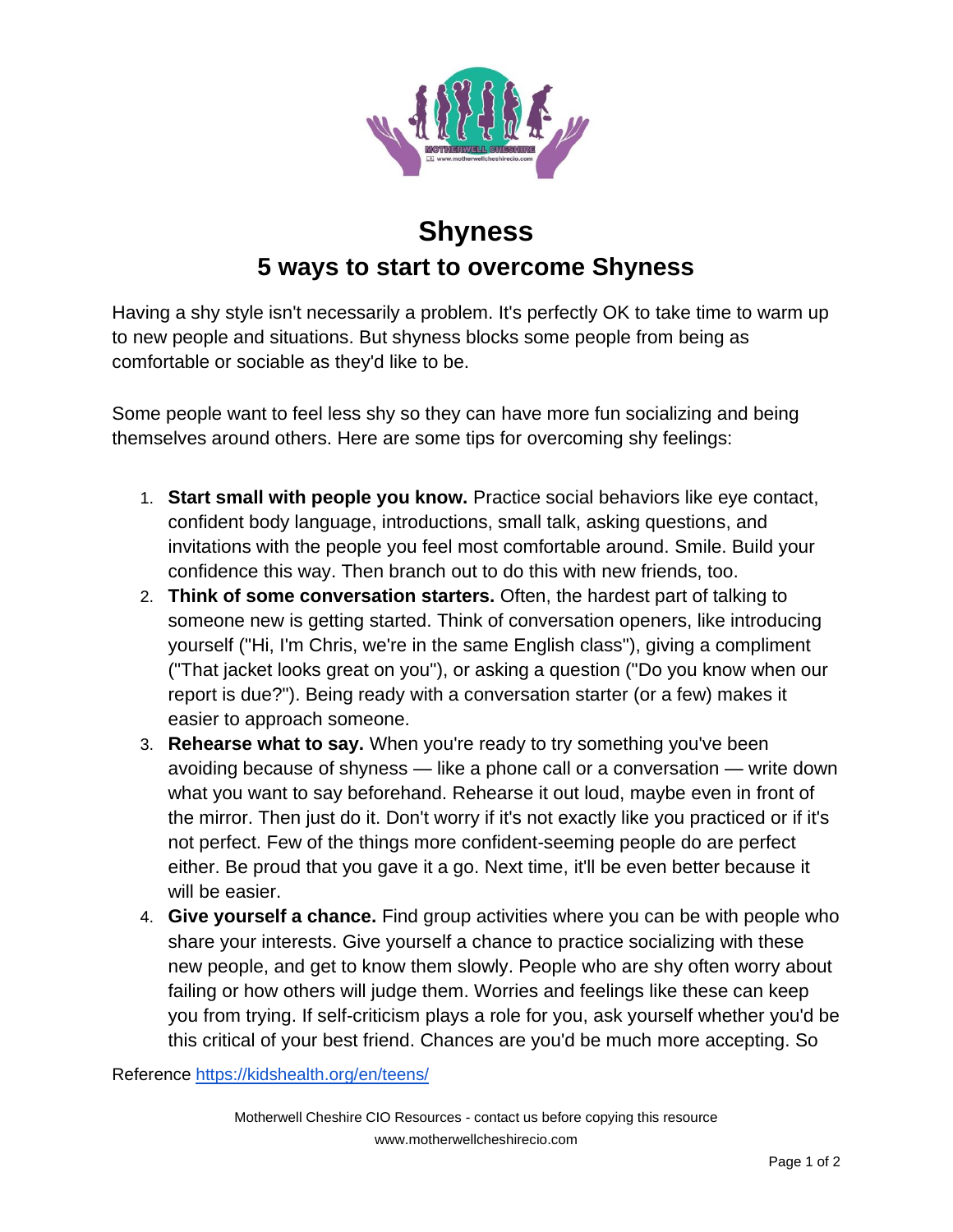# Shyness

## 5 ways to start to overcome Shyness

Having a shy style isn't necessarily a problem. It's perfectly OK to take time to warm up to new people and situations. But shyness blocks some people from being as comfortable or sociable as they'd like to be.

Some people want to feel less shy so they can have more fun socializing and being themselves around others. Here are some tips for overcoming shy feelings:

1. **Start small with people you know.** Practice social behaviors like eye contact, confident body language, introductions, small talk, asking questions, and invitations with the people you feel most comfortable around. Smile. Build your confidence this way. Then branch out to do this with new friends, too.
2. **Think of some conversation starters.** Often, the hardest part of talking to someone new is getting started. Think of conversation openers, like introducing yourself ("Hi, I'm Chris, we're in the same English class"), giving a compliment ("That jacket looks great on you"), or asking a question ("Do you know when our report is due?"). Being ready with a conversation starter (or a few) makes it easier to approach someone.
3. **Rehearse what to say.** When you're ready to try something you've been avoiding because of shyness — like a phone call or a conversation — write down what you want to say beforehand. Rehearse it out loud, maybe even in front of the mirror. Then just do it. Don't worry if it's not exactly like you practiced or if it's not perfect. Few of the things more confident-seeming people do are perfect either. Be proud that you gave it a go. Next time, it'll be even better because it will be easier.
4. **Give yourself a chance.** Find group activities where you can be with people who share your interests. Give yourself a chance to practice socializing with these new people, and get to know them slowly. People who are shy often worry about failing or how others will judge them. Worries and feelings like these can keep you from trying. If self-criticism plays a role for you, ask yourself whether you'd be this critical of your best friend. Chances are you'd be much more accepting. So

Reference https://kidshealth.org/en/teens/

Motherwell Cheshire CIO Resources - contact us before copying this resource
www.motherwellcheshirecio.com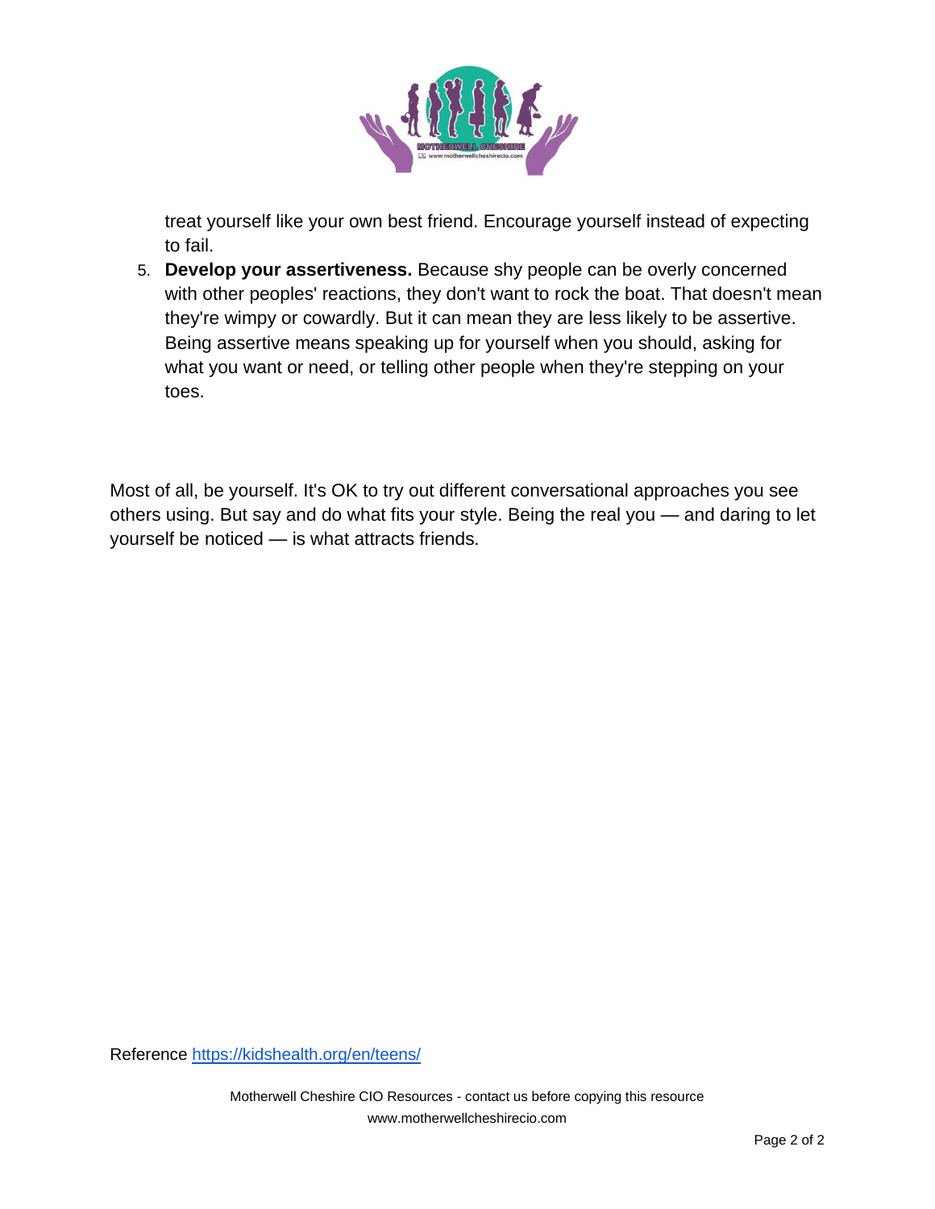treat yourself like your own best friend. Encourage yourself instead of expecting to fail.

5. **Develop your assertiveness.** Because shy people can be overly concerned with other peoples' reactions, they don't want to rock the boat. That doesn't mean they're wimpy or cowardly. But it can mean they are less likely to be assertive. Being assertive means speaking up for yourself when you should, asking for what you want or need, or telling other people when they're stepping on your toes.

Most of all, be yourself. It's OK to try out different conversational approaches you see others using. But say and do what fits your style. Being the real you — and daring to let yourself be noticed — is what attracts friends.

Reference https://kidshealth.org/en/teens/